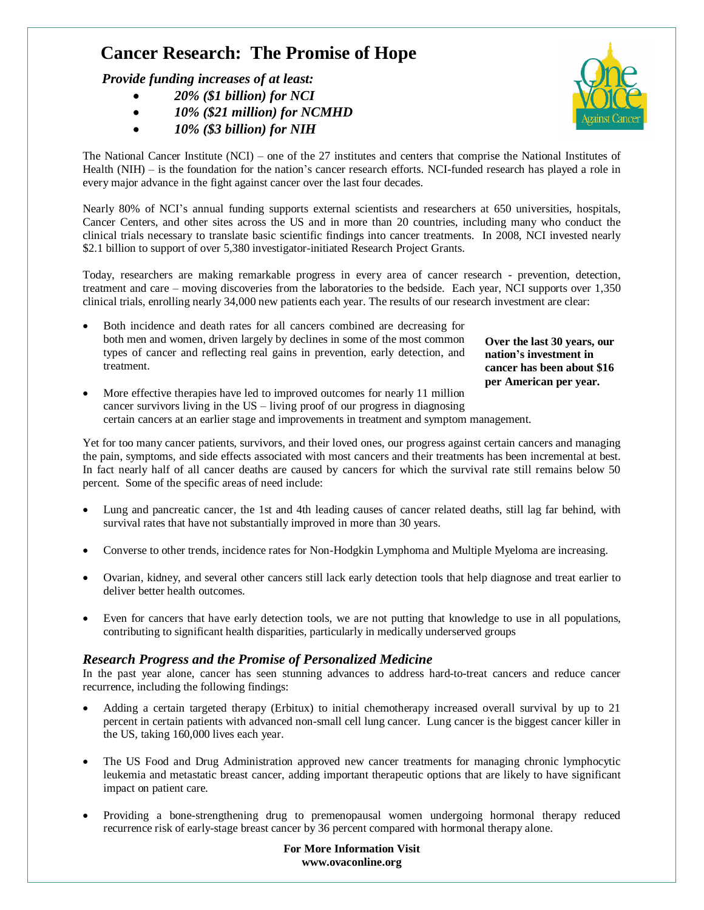# Cancer Research: The Promise of Hope

***Provide funding increases of at least:***

- ***20% ($1 billion) for NCI***
- ***10% ($21 million) for NCMHD***
- ***10% ($3 billion) for NIH***

The National Cancer Institute (NCI) – one of the 27 institutes and centers that comprise the National Institutes of Health (NIH) – is the foundation for the nation's cancer research efforts. NCI-funded research has played a role in every major advance in the fight against cancer over the last four decades.

Nearly 80% of NCI's annual funding supports external scientists and researchers at 650 universities, hospitals, Cancer Centers, and other sites across the US and in more than 20 countries, including many who conduct the clinical trials necessary to translate basic scientific findings into cancer treatments. In 2008, NCI invested nearly $2.1 billion to support of over 5,380 investigator-initiated Research Project Grants.

Today, researchers are making remarkable progress in every area of cancer research - prevention, detection, treatment and care – moving discoveries from the laboratories to the bedside. Each year, NCI supports over 1,350 clinical trials, enrolling nearly 34,000 new patients each year. The results of our research investment are clear:

- Both incidence and death rates for all cancers combined are decreasing for both men and women, driven largely by declines in some of the most common types of cancer and reflecting real gains in prevention, early detection, and treatment.
- More effective therapies have led to improved outcomes for nearly 11 million cancer survivors living in the US – living proof of our progress in diagnosing certain cancers at an earlier stage and improvements in treatment and symptom management.

**Over the last 30 years, our nation's investment in cancer has been about $16 per American per year.**

Yet for too many cancer patients, survivors, and their loved ones, our progress against certain cancers and managing the pain, symptoms, and side effects associated with most cancers and their treatments has been incremental at best. In fact nearly half of all cancer deaths are caused by cancers for which the survival rate still remains below 50 percent. Some of the specific areas of need include:

- Lung and pancreatic cancer, the 1st and 4th leading causes of cancer related deaths, still lag far behind, with survival rates that have not substantially improved in more than 30 years.
- Converse to other trends, incidence rates for Non-Hodgkin Lymphoma and Multiple Myeloma are increasing.
- Ovarian, kidney, and several other cancers still lack early detection tools that help diagnose and treat earlier to deliver better health outcomes.
- Even for cancers that have early detection tools, we are not putting that knowledge to use in all populations, contributing to significant health disparities, particularly in medically underserved groups

## *Research Progress and the Promise of Personalized Medicine*

In the past year alone, cancer has seen stunning advances to address hard-to-treat cancers and reduce cancer recurrence, including the following findings:

- Adding a certain targeted therapy (Erbitux) to initial chemotherapy increased overall survival by up to 21 percent in certain patients with advanced non-small cell lung cancer. Lung cancer is the biggest cancer killer in the US, taking 160,000 lives each year.
- The US Food and Drug Administration approved new cancer treatments for managing chronic lymphocytic leukemia and metastatic breast cancer, adding important therapeutic options that are likely to have significant impact on patient care.
- Providing a bone-strengthening drug to premenopausal women undergoing hormonal therapy reduced recurrence risk of early-stage breast cancer by 36 percent compared with hormonal therapy alone.

**For More Information Visit**
**www.ovaconline.org**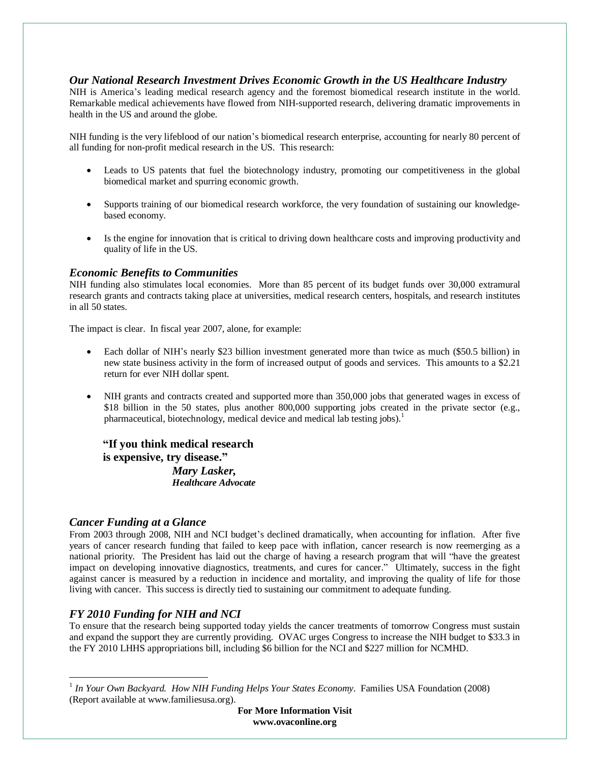## *Our National Research Investment Drives Economic Growth in the US Healthcare Industry*

NIH is America's leading medical research agency and the foremost biomedical research institute in the world. Remarkable medical achievements have flowed from NIH-supported research, delivering dramatic improvements in health in the US and around the globe.

NIH funding is the very lifeblood of our nation's biomedical research enterprise, accounting for nearly 80 percent of all funding for non-profit medical research in the US. This research:

- Leads to US patents that fuel the biotechnology industry, promoting our competitiveness in the global biomedical market and spurring economic growth.
- Supports training of our biomedical research workforce, the very foundation of sustaining our knowledge-based economy.
- Is the engine for innovation that is critical to driving down healthcare costs and improving productivity and quality of life in the US.

## *Economic Benefits to Communities*

NIH funding also stimulates local economies. More than 85 percent of its budget funds over 30,000 extramural research grants and contracts taking place at universities, medical research centers, hospitals, and research institutes in all 50 states.

The impact is clear. In fiscal year 2007, alone, for example:

- Each dollar of NIH's nearly $23 billion investment generated more than twice as much ($50.5 billion) in new state business activity in the form of increased output of goods and services. This amounts to a $2.21 return for ever NIH dollar spent.
- NIH grants and contracts created and supported more than 350,000 jobs that generated wages in excess of $18 billion in the 50 states, plus another 800,000 supporting jobs created in the private sector (e.g., pharmaceutical, biotechnology, medical device and medical lab testing jobs).[1]

> **"If you think medical research is expensive, try disease."**
> ***Mary Lasker,***
> ***Healthcare Advocate***

## *Cancer Funding at a Glance*

From 2003 through 2008, NIH and NCI budget's declined dramatically, when accounting for inflation. After five years of cancer research funding that failed to keep pace with inflation, cancer research is now reemerging as a national priority. The President has laid out the charge of having a research program that will "have the greatest impact on developing innovative diagnostics, treatments, and cures for cancer." Ultimately, success in the fight against cancer is measured by a reduction in incidence and mortality, and improving the quality of life for those living with cancer. This success is directly tied to sustaining our commitment to adequate funding.

## *FY 2010 Funding for NIH and NCI*

To ensure that the research being supported today yields the cancer treatments of tomorrow Congress must sustain and expand the support they are currently providing. OVAC urges Congress to increase the NIH budget to $33.3 in the FY 2010 LHHS appropriations bill, including $6 billion for the NCI and $227 million for NCMHD.

---

[1] *In Your Own Backyard. How NIH Funding Helps Your States Economy*. Families USA Foundation (2008) (Report available at www.familiesusa.org).

**For More Information Visit**
**www.ovaconline.org**